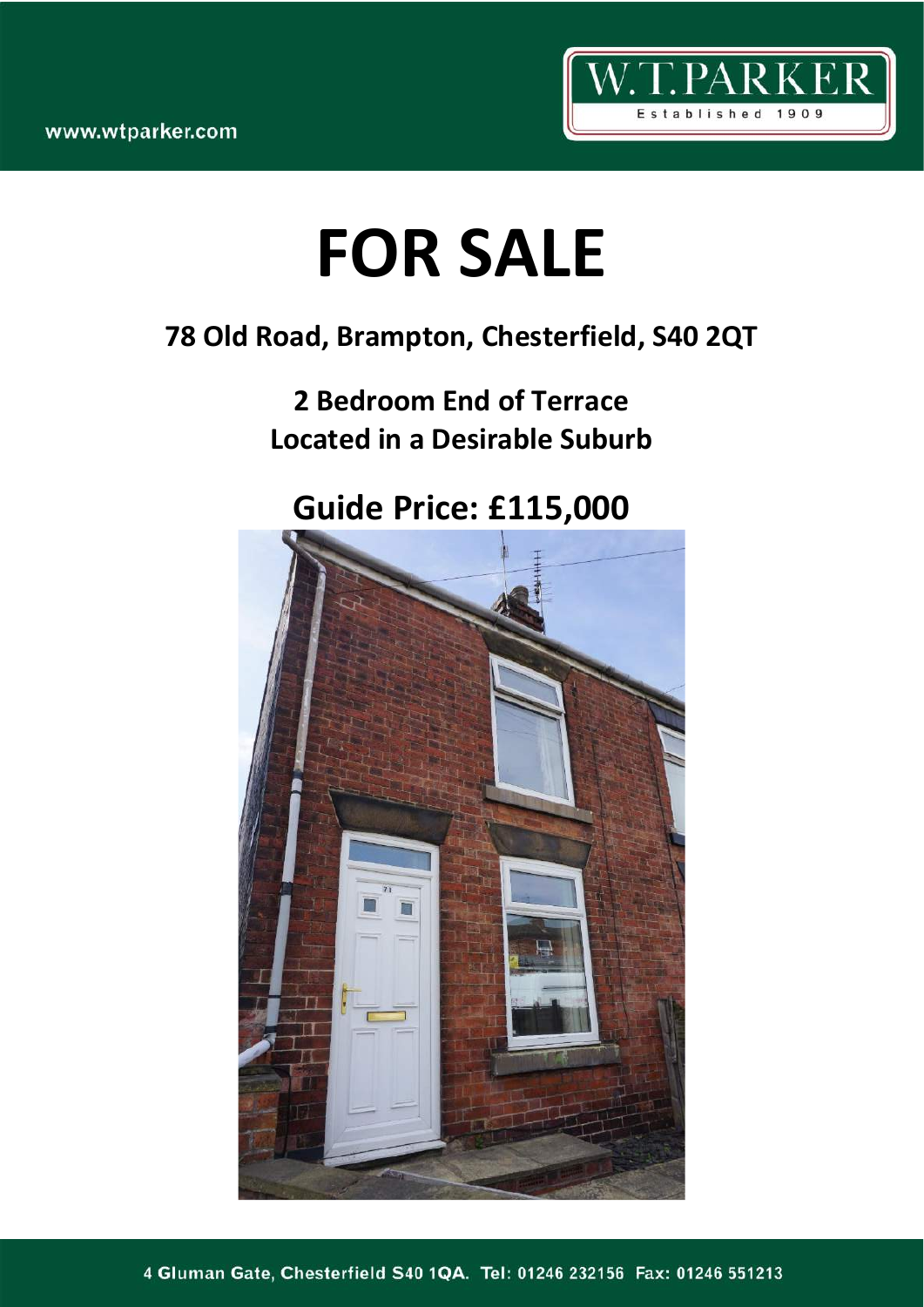www.wtparker.com

W.T.PARKER
Established 1909

# FOR SALE

## 78 Old Road, Brampton, Chesterfield, S40 2QT

### 2 Bedroom End of Terrace
### Located in a Desirable Suburb

## Guide Price: £115,000

4 Gluman Gate, Chesterfield S40 1QA. Tel: 01246 232156 Fax: 01246 551213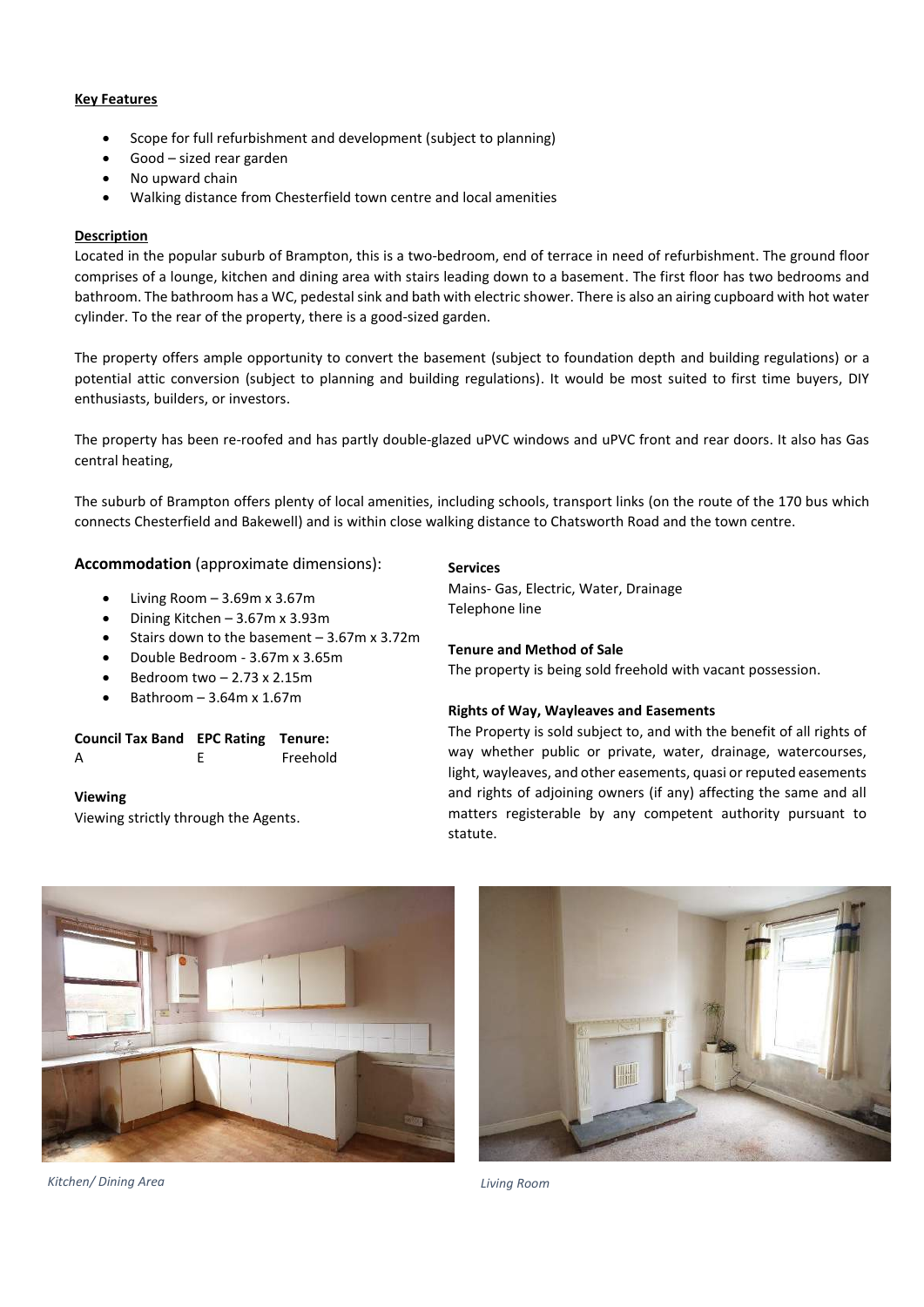**Key Features**

- Scope for full refurbishment and development (subject to planning)
- Good – sized rear garden
- No upward chain
- Walking distance from Chesterfield town centre and local amenities

**Description**

Located in the popular suburb of Brampton, this is a two-bedroom, end of terrace in need of refurbishment. The ground floor comprises of a lounge, kitchen and dining area with stairs leading down to a basement. The first floor has two bedrooms and bathroom. The bathroom has a WC, pedestal sink and bath with electric shower. There is also an airing cupboard with hot water cylinder. To the rear of the property, there is a good-sized garden.

The property offers ample opportunity to convert the basement (subject to foundation depth and building regulations) or a potential attic conversion (subject to planning and building regulations). It would be most suited to first time buyers, DIY enthusiasts, builders, or investors.

The property has been re-roofed and has partly double-glazed uPVC windows and uPVC front and rear doors. It also has Gas central heating,

The suburb of Brampton offers plenty of local amenities, including schools, transport links (on the route of the 170 bus which connects Chesterfield and Bakewell) and is within close walking distance to Chatsworth Road and the town centre.

## Accommodation (approximate dimensions):

- Living Room – 3.69m x 3.67m
- Dining Kitchen – 3.67m x 3.93m
- Stairs down to the basement – 3.67m x 3.72m
- Double Bedroom - 3.67m x 3.65m
- Bedroom two – 2.73 x 2.15m
- Bathroom – 3.64m x 1.67m

| Council Tax Band | EPC Rating | Tenure: |
|---|---|---|
| A | E | Freehold |

**Viewing**

Viewing strictly through the Agents.

**Services**

Mains- Gas, Electric, Water, Drainage
Telephone line

**Tenure and Method of Sale**

The property is being sold freehold with vacant possession.

**Rights of Way, Wayleaves and Easements**

The Property is sold subject to, and with the benefit of all rights of way whether public or private, water, drainage, watercourses, light, wayleaves, and other easements, quasi or reputed easements and rights of adjoining owners (if any) affecting the same and all matters registerable by any competent authority pursuant to statute.

*Kitchen/ Dining Area*

*Living Room*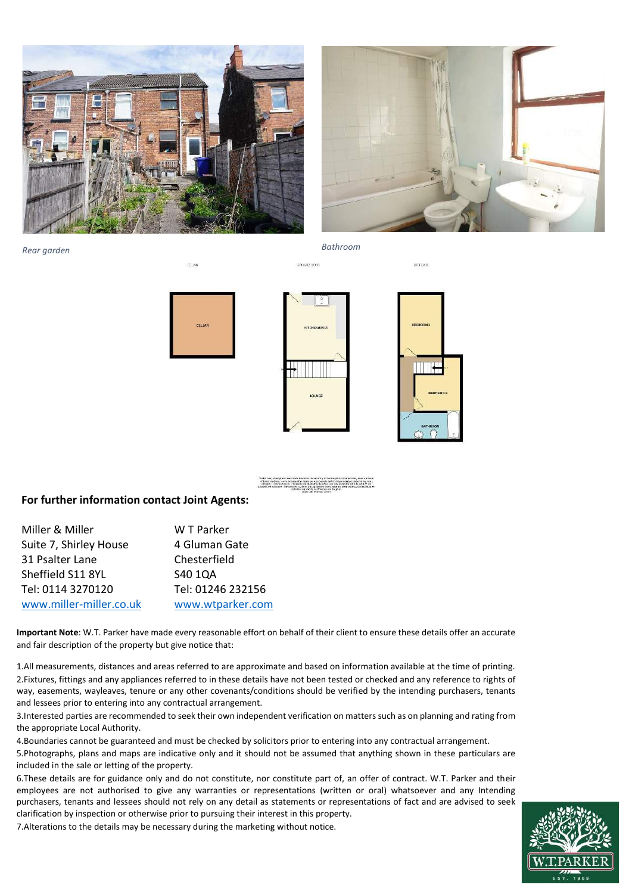*Rear garden*

*Bathroom*

CELLAR

GROUND FLOOR

1ST FLOOR

CELLAR

KITCHEN/DINER

LOUNGE

BEDROOM 1

BEDROOM 2

BATHROOM

**For further information contact Joint Agents:**

| | |
|---|---|
| Miller & Miller | W T Parker |
| Suite 7, Shirley House | 4 Gluman Gate |
| 31 Psalter Lane | Chesterfield |
| Sheffield S11 8YL | S40 1QA |
| Tel: 0114 3270120 | Tel: 01246 232156 |
| www.miller-miller.co.uk | www.wtparker.com |

**Important Note**: W.T. Parker have made every reasonable effort on behalf of their client to ensure these details offer an accurate and fair description of the property but give notice that:

1.All measurements, distances and areas referred to are approximate and based on information available at the time of printing.

2.Fixtures, fittings and any appliances referred to in these details have not been tested or checked and any reference to rights of way, easements, wayleaves, tenure or any other covenants/conditions should be verified by the intending purchasers, tenants and lessees prior to entering into any contractual arrangement.

3.Interested parties are recommended to seek their own independent verification on matters such as on planning and rating from the appropriate Local Authority.

4.Boundaries cannot be guaranteed and must be checked by solicitors prior to entering into any contractual arrangement.

5.Photographs, plans and maps are indicative only and it should not be assumed that anything shown in these particulars are included in the sale or letting of the property.

6.These details are for guidance only and do not constitute, nor constitute part of, an offer of contract. W.T. Parker and their employees are not authorised to give any warranties or representations (written or oral) whatsoever and any Intending purchasers, tenants and lessees should not rely on any detail as statements or representations of fact and are advised to seek clarification by inspection or otherwise prior to pursuing their interest in this property.

7.Alterations to the details may be necessary during the marketing without notice.